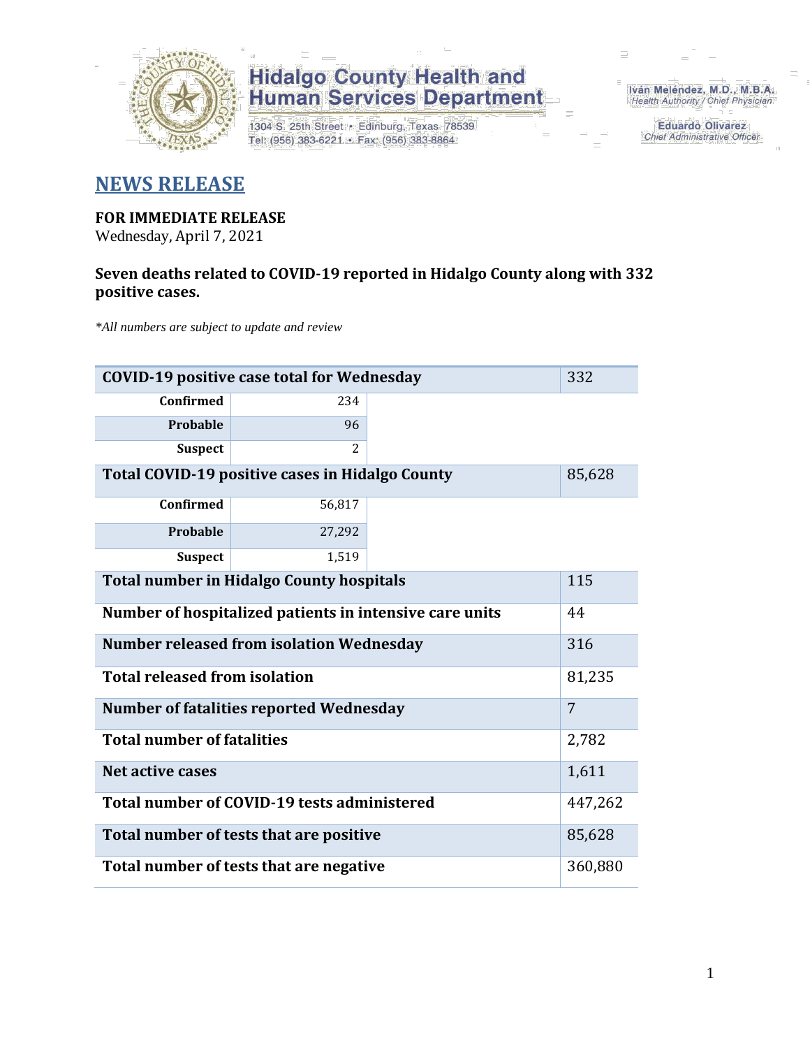# Hidalgo County Health and Human Services Department

1304 S. 25th Street • Edinburg, Texas 78539
Tel: (956) 383-6221 • Fax: (956) 383-8864

Iván Meléndez, M.D., M.B.A.
*Health Authority / Chief Physician*

Eduardo Olivarez
*Chief Administrative Officer*

## NEWS RELEASE

**FOR IMMEDIATE RELEASE**
Wednesday, April 7, 2021

**Seven deaths related to COVID-19 reported in Hidalgo County along with 332 positive cases.**

*\*All numbers are subject to update and review*

| | | |
|---|---|---|
| **COVID-19 positive case total for Wednesday** | | 332 |
| **Confirmed** | 234 | |
| **Probable** | 96 | |
| **Suspect** | 2 | |
| **Total COVID-19 positive cases in Hidalgo County** | | 85,628 |
| **Confirmed** | 56,817 | |
| **Probable** | 27,292 | |
| **Suspect** | 1,519 | |
| **Total number in Hidalgo County hospitals** | | 115 |
| **Number of hospitalized patients in intensive care units** | | 44 |
| **Number released from isolation Wednesday** | | 316 |
| **Total released from isolation** | | 81,235 |
| **Number of fatalities reported Wednesday** | | 7 |
| **Total number of fatalities** | | 2,782 |
| **Net active cases** | | 1,611 |
| **Total number of COVID-19 tests administered** | | 447,262 |
| **Total number of tests that are positive** | | 85,628 |
| **Total number of tests that are negative** | | 360,880 |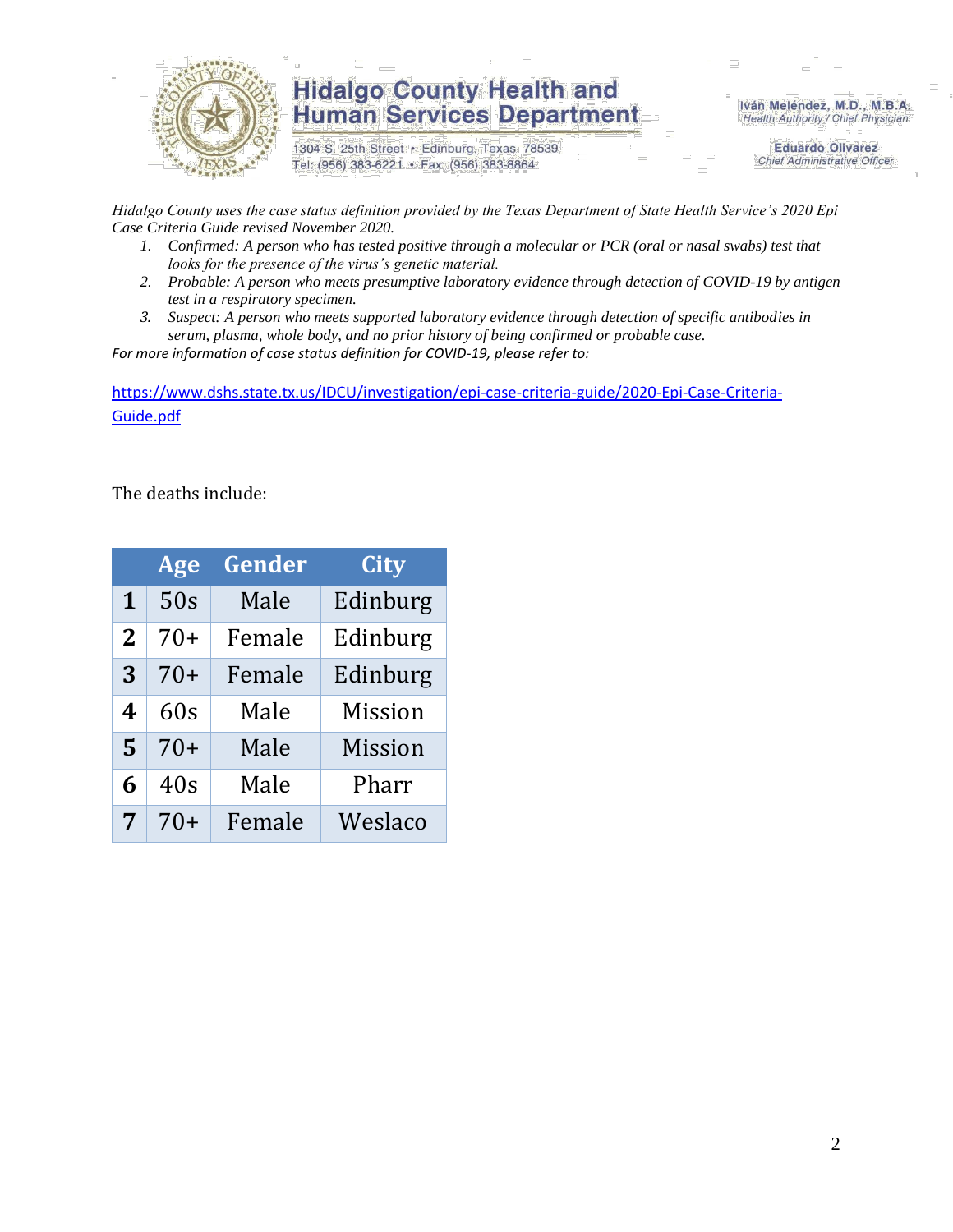*Hidalgo County uses the case status definition provided by the Texas Department of State Health Service's 2020 Epi Case Criteria Guide revised November 2020.*

1. *Confirmed: A person who has tested positive through a molecular or PCR (oral or nasal swabs) test that looks for the presence of the virus's genetic material.*
2. *Probable: A person who meets presumptive laboratory evidence through detection of COVID-19 by antigen test in a respiratory specimen.*
3. *Suspect: A person who meets supported laboratory evidence through detection of specific antibodies in serum, plasma, whole body, and no prior history of being confirmed or probable case.*

*For more information of case status definition for COVID-19, please refer to:*

https://www.dshs.state.tx.us/IDCU/investigation/epi-case-criteria-guide/2020-Epi-Case-Criteria-Guide.pdf

The deaths include:

| | Age | Gender | City |
|---|---|---|---|
| **1** | 50s | Male | Edinburg |
| **2** | 70+ | Female | Edinburg |
| **3** | 70+ | Female | Edinburg |
| **4** | 60s | Male | Mission |
| **5** | 70+ | Male | Mission |
| **6** | 40s | Male | Pharr |
| **7** | 70+ | Female | Weslaco |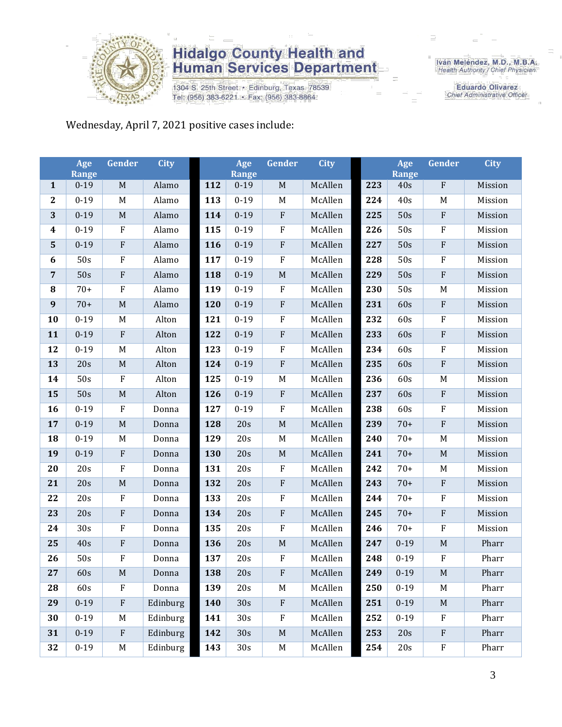Wednesday, April 7, 2021 positive cases include:

| | Age Range | Gender | City | | Age Range | Gender | City | | Age Range | Gender | City |
|---|---|---|---|---|---|---|---|---|---|---|---|
| **1** | 0-19 | M | Alamo | **112** | 0-19 | M | McAllen | **223** | 40s | F | Mission |
| **2** | 0-19 | M | Alamo | **113** | 0-19 | M | McAllen | **224** | 40s | M | Mission |
| **3** | 0-19 | M | Alamo | **114** | 0-19 | F | McAllen | **225** | 50s | F | Mission |
| **4** | 0-19 | F | Alamo | **115** | 0-19 | F | McAllen | **226** | 50s | F | Mission |
| **5** | 0-19 | F | Alamo | **116** | 0-19 | F | McAllen | **227** | 50s | F | Mission |
| **6** | 50s | F | Alamo | **117** | 0-19 | F | McAllen | **228** | 50s | F | Mission |
| **7** | 50s | F | Alamo | **118** | 0-19 | M | McAllen | **229** | 50s | F | Mission |
| **8** | 70+ | F | Alamo | **119** | 0-19 | F | McAllen | **230** | 50s | M | Mission |
| **9** | 70+ | M | Alamo | **120** | 0-19 | F | McAllen | **231** | 60s | F | Mission |
| **10** | 0-19 | M | Alton | **121** | 0-19 | F | McAllen | **232** | 60s | F | Mission |
| **11** | 0-19 | F | Alton | **122** | 0-19 | F | McAllen | **233** | 60s | F | Mission |
| **12** | 0-19 | M | Alton | **123** | 0-19 | F | McAllen | **234** | 60s | F | Mission |
| **13** | 20s | M | Alton | **124** | 0-19 | F | McAllen | **235** | 60s | F | Mission |
| **14** | 50s | F | Alton | **125** | 0-19 | M | McAllen | **236** | 60s | M | Mission |
| **15** | 50s | M | Alton | **126** | 0-19 | F | McAllen | **237** | 60s | F | Mission |
| **16** | 0-19 | F | Donna | **127** | 0-19 | F | McAllen | **238** | 60s | F | Mission |
| **17** | 0-19 | M | Donna | **128** | 20s | M | McAllen | **239** | 70+ | F | Mission |
| **18** | 0-19 | M | Donna | **129** | 20s | M | McAllen | **240** | 70+ | M | Mission |
| **19** | 0-19 | F | Donna | **130** | 20s | M | McAllen | **241** | 70+ | M | Mission |
| **20** | 20s | F | Donna | **131** | 20s | F | McAllen | **242** | 70+ | M | Mission |
| **21** | 20s | M | Donna | **132** | 20s | F | McAllen | **243** | 70+ | F | Mission |
| **22** | 20s | F | Donna | **133** | 20s | F | McAllen | **244** | 70+ | F | Mission |
| **23** | 20s | F | Donna | **134** | 20s | F | McAllen | **245** | 70+ | F | Mission |
| **24** | 30s | F | Donna | **135** | 20s | F | McAllen | **246** | 70+ | F | Mission |
| **25** | 40s | F | Donna | **136** | 20s | M | McAllen | **247** | 0-19 | M | Pharr |
| **26** | 50s | F | Donna | **137** | 20s | F | McAllen | **248** | 0-19 | F | Pharr |
| **27** | 60s | M | Donna | **138** | 20s | F | McAllen | **249** | 0-19 | M | Pharr |
| **28** | 60s | F | Donna | **139** | 20s | M | McAllen | **250** | 0-19 | M | Pharr |
| **29** | 0-19 | F | Edinburg | **140** | 30s | F | McAllen | **251** | 0-19 | M | Pharr |
| **30** | 0-19 | M | Edinburg | **141** | 30s | F | McAllen | **252** | 0-19 | F | Pharr |
| **31** | 0-19 | F | Edinburg | **142** | 30s | M | McAllen | **253** | 20s | F | Pharr |
| **32** | 0-19 | M | Edinburg | **143** | 30s | M | McAllen | **254** | 20s | F | Pharr |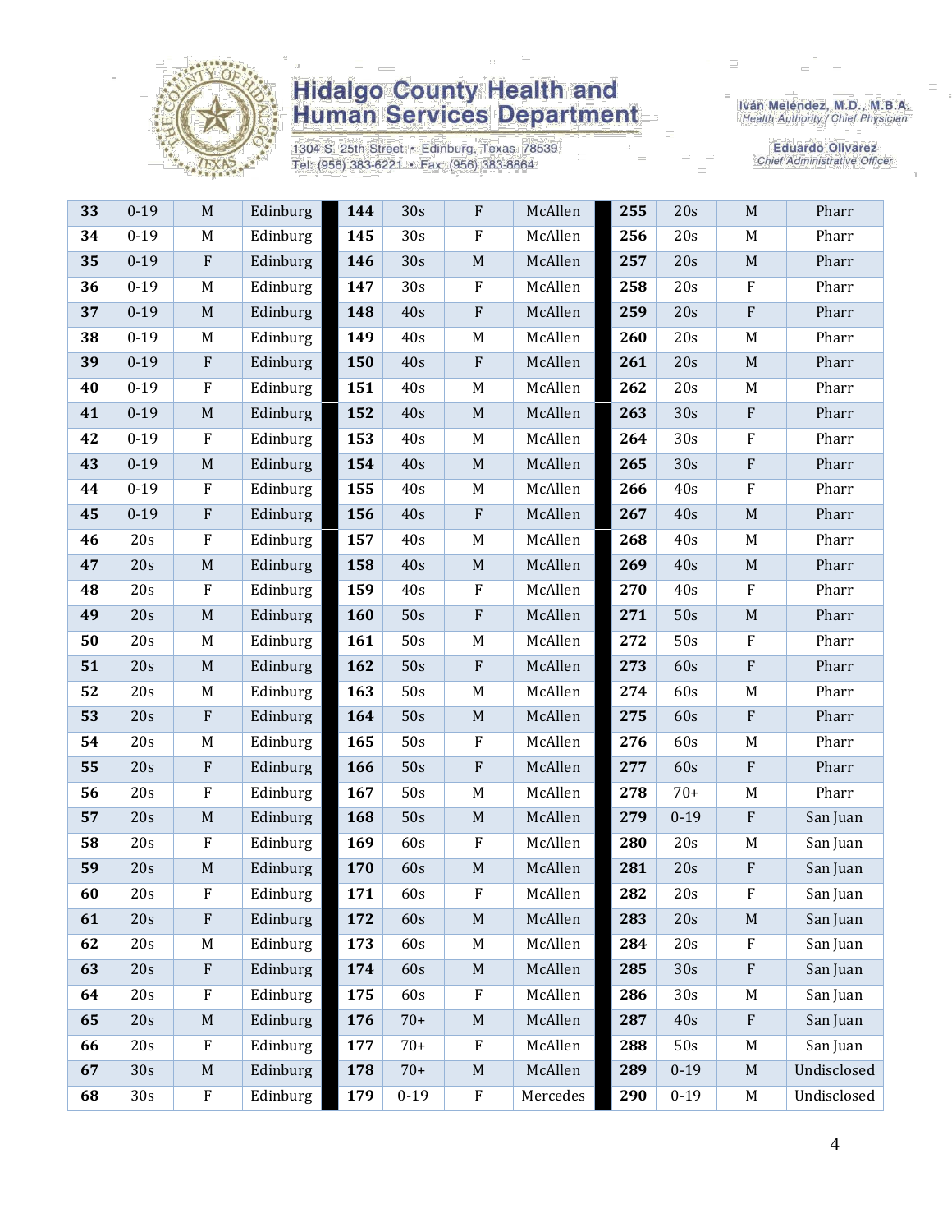| | | | | | | | | | | | |
|---|---|---|---|---|---|---|---|---|---|---|---|
| **33** | 0-19 | M | Edinburg | **144** | 30s | F | McAllen | **255** | 20s | M | Pharr |
| **34** | 0-19 | M | Edinburg | **145** | 30s | F | McAllen | **256** | 20s | M | Pharr |
| **35** | 0-19 | F | Edinburg | **146** | 30s | M | McAllen | **257** | 20s | M | Pharr |
| **36** | 0-19 | M | Edinburg | **147** | 30s | F | McAllen | **258** | 20s | F | Pharr |
| **37** | 0-19 | M | Edinburg | **148** | 40s | F | McAllen | **259** | 20s | F | Pharr |
| **38** | 0-19 | M | Edinburg | **149** | 40s | M | McAllen | **260** | 20s | M | Pharr |
| **39** | 0-19 | F | Edinburg | **150** | 40s | F | McAllen | **261** | 20s | M | Pharr |
| **40** | 0-19 | F | Edinburg | **151** | 40s | M | McAllen | **262** | 20s | M | Pharr |
| **41** | 0-19 | M | Edinburg | **152** | 40s | M | McAllen | **263** | 30s | F | Pharr |
| **42** | 0-19 | F | Edinburg | **153** | 40s | M | McAllen | **264** | 30s | F | Pharr |
| **43** | 0-19 | M | Edinburg | **154** | 40s | M | McAllen | **265** | 30s | F | Pharr |
| **44** | 0-19 | F | Edinburg | **155** | 40s | M | McAllen | **266** | 40s | F | Pharr |
| **45** | 0-19 | F | Edinburg | **156** | 40s | F | McAllen | **267** | 40s | M | Pharr |
| **46** | 20s | F | Edinburg | **157** | 40s | M | McAllen | **268** | 40s | M | Pharr |
| **47** | 20s | M | Edinburg | **158** | 40s | M | McAllen | **269** | 40s | M | Pharr |
| **48** | 20s | F | Edinburg | **159** | 40s | F | McAllen | **270** | 40s | F | Pharr |
| **49** | 20s | M | Edinburg | **160** | 50s | F | McAllen | **271** | 50s | M | Pharr |
| **50** | 20s | M | Edinburg | **161** | 50s | M | McAllen | **272** | 50s | F | Pharr |
| **51** | 20s | M | Edinburg | **162** | 50s | F | McAllen | **273** | 60s | F | Pharr |
| **52** | 20s | M | Edinburg | **163** | 50s | M | McAllen | **274** | 60s | M | Pharr |
| **53** | 20s | F | Edinburg | **164** | 50s | M | McAllen | **275** | 60s | F | Pharr |
| **54** | 20s | M | Edinburg | **165** | 50s | F | McAllen | **276** | 60s | M | Pharr |
| **55** | 20s | F | Edinburg | **166** | 50s | F | McAllen | **277** | 60s | F | Pharr |
| **56** | 20s | F | Edinburg | **167** | 50s | M | McAllen | **278** | 70+ | M | Pharr |
| **57** | 20s | M | Edinburg | **168** | 50s | M | McAllen | **279** | 0-19 | F | San Juan |
| **58** | 20s | F | Edinburg | **169** | 60s | F | McAllen | **280** | 20s | M | San Juan |
| **59** | 20s | M | Edinburg | **170** | 60s | M | McAllen | **281** | 20s | F | San Juan |
| **60** | 20s | F | Edinburg | **171** | 60s | F | McAllen | **282** | 20s | F | San Juan |
| **61** | 20s | F | Edinburg | **172** | 60s | M | McAllen | **283** | 20s | M | San Juan |
| **62** | 20s | M | Edinburg | **173** | 60s | M | McAllen | **284** | 20s | F | San Juan |
| **63** | 20s | F | Edinburg | **174** | 60s | M | McAllen | **285** | 30s | F | San Juan |
| **64** | 20s | F | Edinburg | **175** | 60s | F | McAllen | **286** | 30s | M | San Juan |
| **65** | 20s | M | Edinburg | **176** | 70+ | M | McAllen | **287** | 40s | F | San Juan |
| **66** | 20s | F | Edinburg | **177** | 70+ | F | McAllen | **288** | 50s | M | San Juan |
| **67** | 30s | M | Edinburg | **178** | 70+ | M | McAllen | **289** | 0-19 | M | Undisclosed |
| **68** | 30s | F | Edinburg | **179** | 0-19 | F | Mercedes | **290** | 0-19 | M | Undisclosed |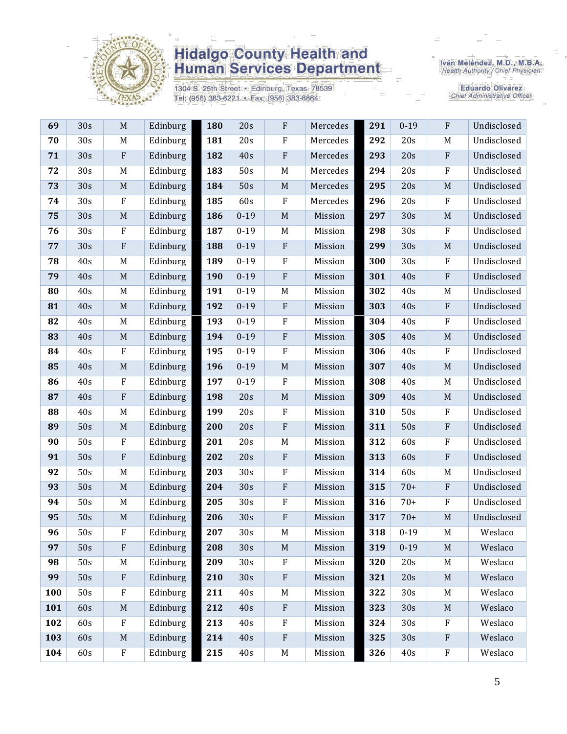| | | | | | | | | | | | |
|---|---|---|---|---|---|---|---|---|---|---|---|
| **69** | 30s | M | Edinburg | **180** | 20s | F | Mercedes | **291** | 0-19 | F | Undisclosed |
| **70** | 30s | M | Edinburg | **181** | 20s | F | Mercedes | **292** | 20s | M | Undisclosed |
| **71** | 30s | F | Edinburg | **182** | 40s | F | Mercedes | **293** | 20s | F | Undisclosed |
| **72** | 30s | M | Edinburg | **183** | 50s | M | Mercedes | **294** | 20s | F | Undisclosed |
| **73** | 30s | M | Edinburg | **184** | 50s | M | Mercedes | **295** | 20s | M | Undisclosed |
| **74** | 30s | F | Edinburg | **185** | 60s | F | Mercedes | **296** | 20s | F | Undisclosed |
| **75** | 30s | M | Edinburg | **186** | 0-19 | M | Mission | **297** | 30s | M | Undisclosed |
| **76** | 30s | F | Edinburg | **187** | 0-19 | M | Mission | **298** | 30s | F | Undisclosed |
| **77** | 30s | F | Edinburg | **188** | 0-19 | F | Mission | **299** | 30s | M | Undisclosed |
| **78** | 40s | M | Edinburg | **189** | 0-19 | F | Mission | **300** | 30s | F | Undisclosed |
| **79** | 40s | M | Edinburg | **190** | 0-19 | F | Mission | **301** | 40s | F | Undisclosed |
| **80** | 40s | M | Edinburg | **191** | 0-19 | M | Mission | **302** | 40s | M | Undisclosed |
| **81** | 40s | M | Edinburg | **192** | 0-19 | F | Mission | **303** | 40s | F | Undisclosed |
| **82** | 40s | M | Edinburg | **193** | 0-19 | F | Mission | **304** | 40s | F | Undisclosed |
| **83** | 40s | M | Edinburg | **194** | 0-19 | F | Mission | **305** | 40s | M | Undisclosed |
| **84** | 40s | F | Edinburg | **195** | 0-19 | F | Mission | **306** | 40s | F | Undisclosed |
| **85** | 40s | M | Edinburg | **196** | 0-19 | M | Mission | **307** | 40s | M | Undisclosed |
| **86** | 40s | F | Edinburg | **197** | 0-19 | F | Mission | **308** | 40s | M | Undisclosed |
| **87** | 40s | F | Edinburg | **198** | 20s | M | Mission | **309** | 40s | M | Undisclosed |
| **88** | 40s | M | Edinburg | **199** | 20s | F | Mission | **310** | 50s | F | Undisclosed |
| **89** | 50s | M | Edinburg | **200** | 20s | F | Mission | **311** | 50s | F | Undisclosed |
| **90** | 50s | F | Edinburg | **201** | 20s | M | Mission | **312** | 60s | F | Undisclosed |
| **91** | 50s | F | Edinburg | **202** | 20s | F | Mission | **313** | 60s | F | Undisclosed |
| **92** | 50s | M | Edinburg | **203** | 30s | F | Mission | **314** | 60s | M | Undisclosed |
| **93** | 50s | M | Edinburg | **204** | 30s | F | Mission | **315** | 70+ | F | Undisclosed |
| **94** | 50s | M | Edinburg | **205** | 30s | F | Mission | **316** | 70+ | F | Undisclosed |
| **95** | 50s | M | Edinburg | **206** | 30s | F | Mission | **317** | 70+ | M | Undisclosed |
| **96** | 50s | F | Edinburg | **207** | 30s | M | Mission | **318** | 0-19 | M | Weslaco |
| **97** | 50s | F | Edinburg | **208** | 30s | M | Mission | **319** | 0-19 | M | Weslaco |
| **98** | 50s | M | Edinburg | **209** | 30s | F | Mission | **320** | 20s | M | Weslaco |
| **99** | 50s | F | Edinburg | **210** | 30s | F | Mission | **321** | 20s | M | Weslaco |
| **100** | 50s | F | Edinburg | **211** | 40s | M | Mission | **322** | 30s | M | Weslaco |
| **101** | 60s | M | Edinburg | **212** | 40s | F | Mission | **323** | 30s | M | Weslaco |
| **102** | 60s | F | Edinburg | **213** | 40s | F | Mission | **324** | 30s | F | Weslaco |
| **103** | 60s | M | Edinburg | **214** | 40s | F | Mission | **325** | 30s | F | Weslaco |
| **104** | 60s | F | Edinburg | **215** | 40s | M | Mission | **326** | 40s | F | Weslaco |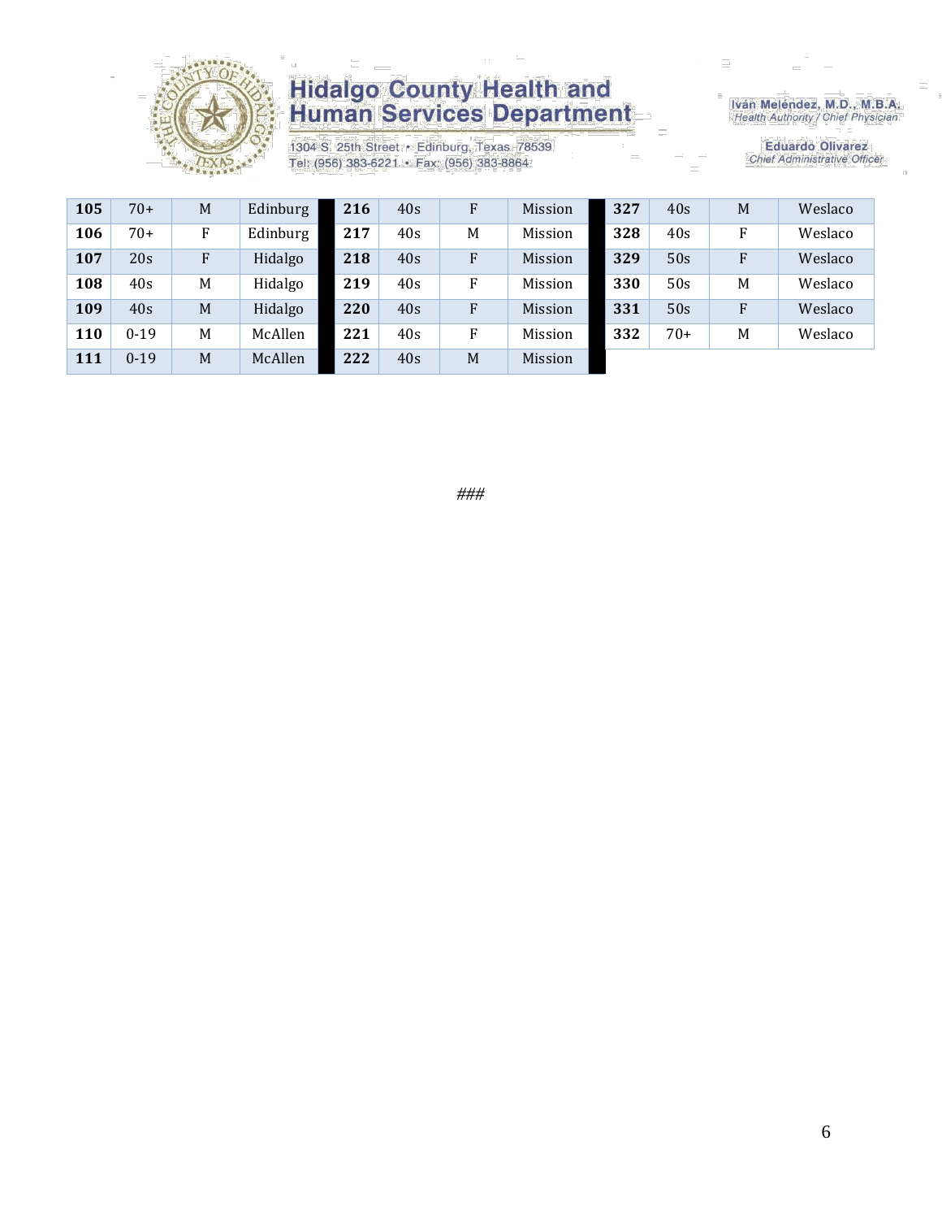| | | | | | | | | | | | |
|---|---|---|---|---|---|---|---|---|---|---|---|
| **105** | 70+ | M | Edinburg | **216** | 40s | F | Mission | **327** | 40s | M | Weslaco |
| **106** | 70+ | F | Edinburg | **217** | 40s | M | Mission | **328** | 40s | F | Weslaco |
| **107** | 20s | F | Hidalgo | **218** | 40s | F | Mission | **329** | 50s | F | Weslaco |
| **108** | 40s | M | Hidalgo | **219** | 40s | F | Mission | **330** | 50s | M | Weslaco |
| **109** | 40s | M | Hidalgo | **220** | 40s | F | Mission | **331** | 50s | F | Weslaco |
| **110** | 0-19 | M | McAllen | **221** | 40s | F | Mission | **332** | 70+ | M | Weslaco |
| **111** | 0-19 | M | McAllen | **222** | 40s | M | Mission | | | | |

###